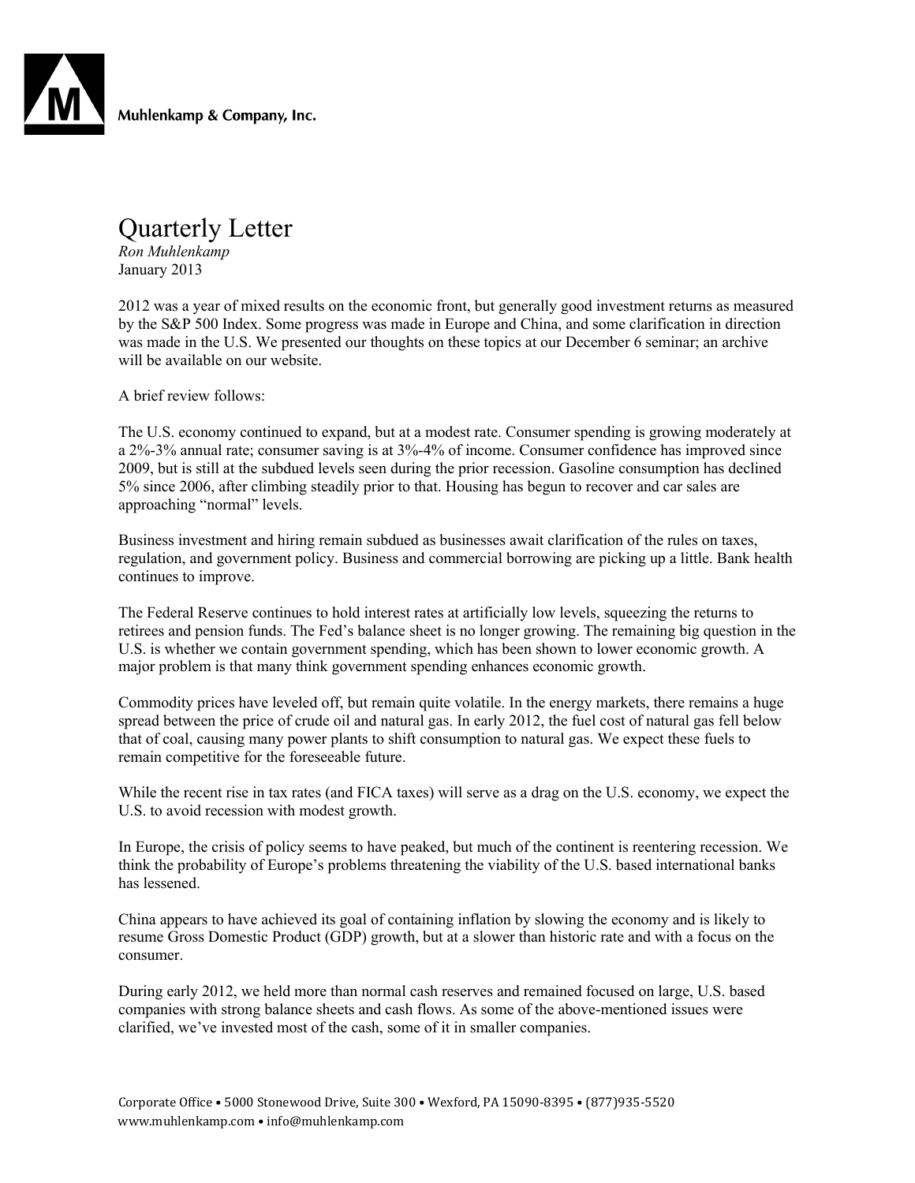Muhlenkamp & Company, Inc.

# Quarterly Letter

*Ron Muhlenkamp*
January 2013

2012 was a year of mixed results on the economic front, but generally good investment returns as measured by the S&P 500 Index. Some progress was made in Europe and China, and some clarification in direction was made in the U.S. We presented our thoughts on these topics at our December 6 seminar; an archive will be available on our website.

A brief review follows:

The U.S. economy continued to expand, but at a modest rate. Consumer spending is growing moderately at a 2%-3% annual rate; consumer saving is at 3%-4% of income. Consumer confidence has improved since 2009, but is still at the subdued levels seen during the prior recession. Gasoline consumption has declined 5% since 2006, after climbing steadily prior to that. Housing has begun to recover and car sales are approaching "normal" levels.

Business investment and hiring remain subdued as businesses await clarification of the rules on taxes, regulation, and government policy. Business and commercial borrowing are picking up a little. Bank health continues to improve.

The Federal Reserve continues to hold interest rates at artificially low levels, squeezing the returns to retirees and pension funds. The Fed's balance sheet is no longer growing. The remaining big question in the U.S. is whether we contain government spending, which has been shown to lower economic growth. A major problem is that many think government spending enhances economic growth.

Commodity prices have leveled off, but remain quite volatile. In the energy markets, there remains a huge spread between the price of crude oil and natural gas. In early 2012, the fuel cost of natural gas fell below that of coal, causing many power plants to shift consumption to natural gas. We expect these fuels to remain competitive for the foreseeable future.

While the recent rise in tax rates (and FICA taxes) will serve as a drag on the U.S. economy, we expect the U.S. to avoid recession with modest growth.

In Europe, the crisis of policy seems to have peaked, but much of the continent is reentering recession. We think the probability of Europe's problems threatening the viability of the U.S. based international banks has lessened.

China appears to have achieved its goal of containing inflation by slowing the economy and is likely to resume Gross Domestic Product (GDP) growth, but at a slower than historic rate and with a focus on the consumer.

During early 2012, we held more than normal cash reserves and remained focused on large, U.S. based companies with strong balance sheets and cash flows. As some of the above-mentioned issues were clarified, we've invested most of the cash, some of it in smaller companies.

Corporate Office • 5000 Stonewood Drive, Suite 300 • Wexford, PA 15090-8395 • (877)935-5520
www.muhlenkamp.com • info@muhlenkamp.com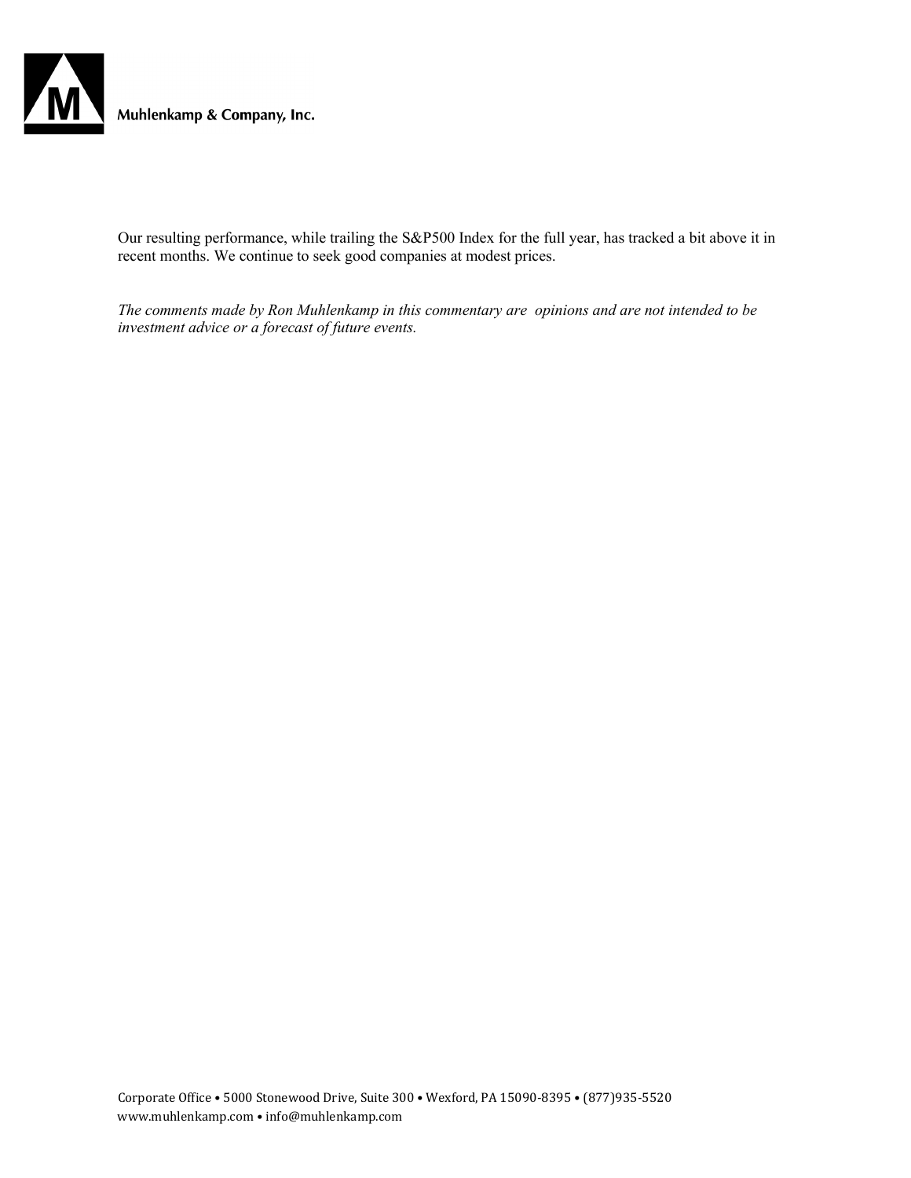Our resulting performance, while trailing the S&P500 Index for the full year, has tracked a bit above it in recent months. We continue to seek good companies at modest prices.

*The comments made by Ron Muhlenkamp in this commentary are opinions and are not intended to be investment advice or a forecast of future events.*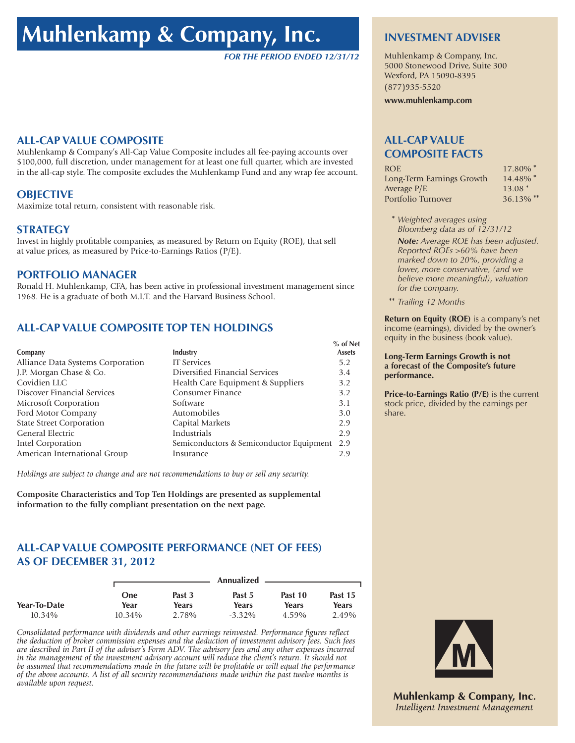# Muhlenkamp & Company, Inc.

*FOR THE PERIOD ENDED 12/31/12*

## ALL-CAP VALUE COMPOSITE

Muhlenkamp & Company's All-Cap Value Composite includes all fee-paying accounts over $100,000, full discretion, under management for at least one full quarter, which are invested in the all-cap style. The composite excludes the Muhlenkamp Fund and any wrap fee account.

## OBJECTIVE

Maximize total return, consistent with reasonable risk.

## STRATEGY

Invest in highly profitable companies, as measured by Return on Equity (ROE), that sell at value prices, as measured by Price-to-Earnings Ratios (P/E).

## PORTFOLIO MANAGER

Ronald H. Muhlenkamp, CFA, has been active in professional investment management since 1968. He is a graduate of both M.I.T. and the Harvard Business School.

## ALL-CAP VALUE COMPOSITE TOP TEN HOLDINGS

| Company | Industry | % of Net Assets |
|---|---|---|
| Alliance Data Systems Corporation | IT Services | 5.2 |
| J.P. Morgan Chase & Co. | Diversified Financial Services | 3.4 |
| Covidien LLC | Health Care Equipment & Suppliers | 3.2 |
| Discover Financial Services | Consumer Finance | 3.2 |
| Microsoft Corporation | Software | 3.1 |
| Ford Motor Company | Automobiles | 3.0 |
| State Street Corporation | Capital Markets | 2.9 |
| General Electric | Industrials | 2.9 |
| Intel Corporation | Semiconductors & Semiconductor Equipment | 2.9 |
| American International Group | Insurance | 2.9 |

*Holdings are subject to change and are not recommendations to buy or sell any security.*

**Composite Characteristics and Top Ten Holdings are presented as supplemental information to the fully compliant presentation on the next page.**

## ALL-CAP VALUE COMPOSITE PERFORMANCE (NET OF FEES) AS OF DECEMBER 31, 2012

| | Annualized | | | | |
|---|---|---|---|---|---|
| Year-To-Date | One Year | Past 3 Years | Past 5 Years | Past 10 Years | Past 15 Years |
| 10.34% | 10.34% | 2.78% | -3.32% | 4.59% | 2.49% |

*Consolidated performance with dividends and other earnings reinvested. Performance figures reflect the deduction of broker commission expenses and the deduction of investment advisory fees. Such fees are described in Part II of the adviser's Form ADV. The advisory fees and any other expenses incurred in the management of the investment advisory account will reduce the client's return. It should not be assumed that recommendations made in the future will be profitable or will equal the performance of the above accounts. A list of all security recommendations made within the past twelve months is available upon request.*

## INVESTMENT ADVISER

Muhlenkamp & Company, Inc.
5000 Stonewood Drive, Suite 300
Wexford, PA 15090-8395
(877)935-5520

**www.muhlenkamp.com**

## ALL-CAP VALUE COMPOSITE FACTS

| | |
|---|---|
| ROE | 17.80% * |
| Long-Term Earnings Growth | 14.48% * |
| Average P/E | 13.08 * |
| Portfolio Turnover | 36.13% ** |

\* *Weighted averages using Bloomberg data as of 12/31/12*

***Note:** Average ROE has been adjusted. Reported ROEs >60% have been marked down to 20%, providing a lower, more conservative, (and we believe more meaningful), valuation for the company.*

\*\* *Trailing 12 Months*

**Return on Equity (ROE)** is a company's net income (earnings), divided by the owner's equity in the business (book value).

**Long-Term Earnings Growth is not a forecast of the Composite's future performance.**

**Price-to-Earnings Ratio (P/E)** is the current stock price, divided by the earnings per share.

**Muhlenkamp & Company, Inc.**
*Intelligent Investment Management*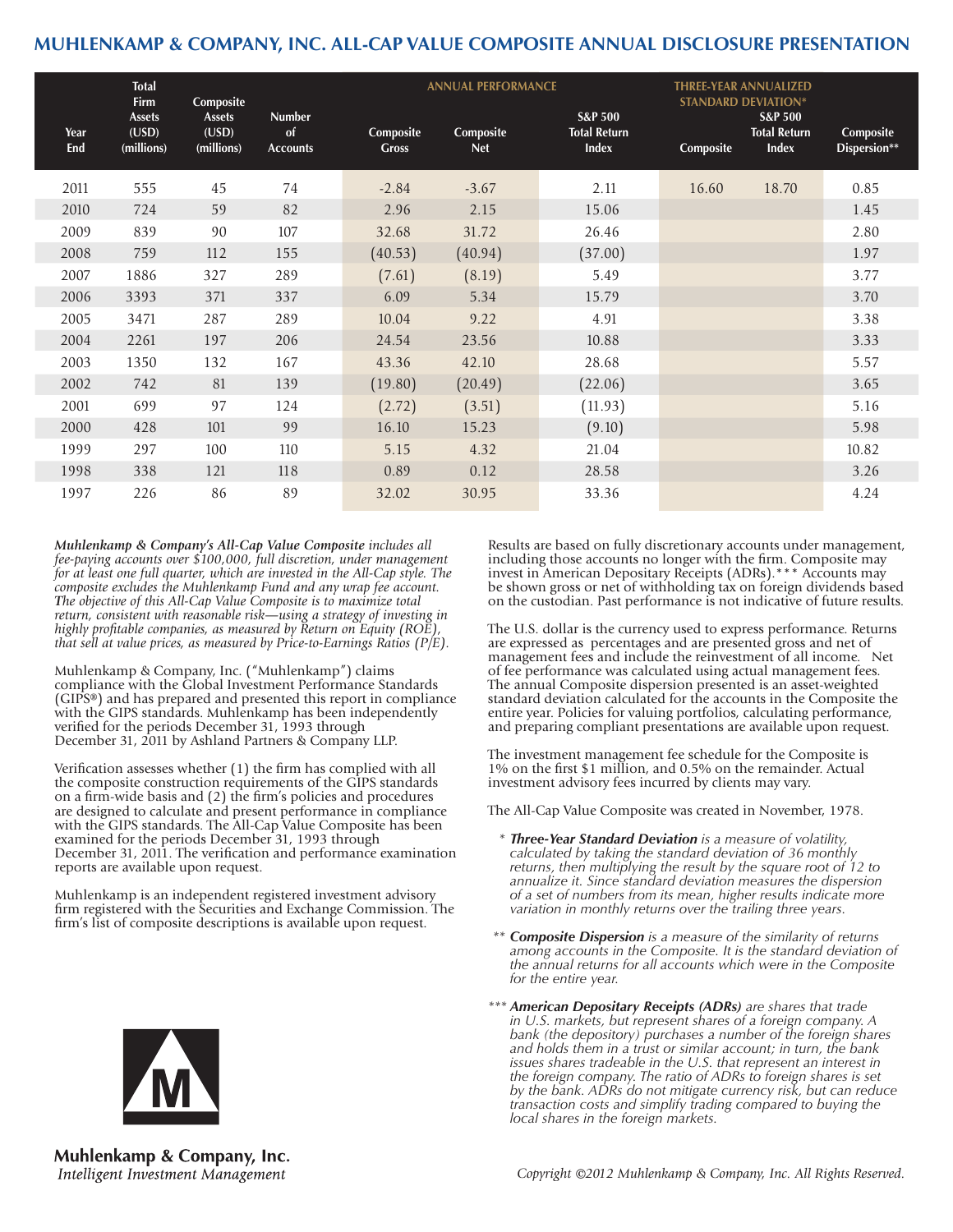# MUHLENKAMP & COMPANY, INC. ALL-CAP VALUE COMPOSITE ANNUAL DISCLOSURE PRESENTATION

| | | | | ANNUAL PERFORMANCE | | | THREE-YEAR ANNUALIZED STANDARD DEVIATION* | | |
|---|---|---|---|---|---|---|---|---|---|
| Year End | Total Firm Assets (USD) (millions) | Composite Assets (USD) (millions) | Number of Accounts | Composite Gross | Composite Net | S&P 500 Total Return Index | Composite | S&P 500 Total Return Index | Composite Dispersion** |
| 2011 | 555 | 45 | 74 | -2.84 | -3.67 | 2.11 | 16.60 | 18.70 | 0.85 |
| 2010 | 724 | 59 | 82 | 2.96 | 2.15 | 15.06 | | | 1.45 |
| 2009 | 839 | 90 | 107 | 32.68 | 31.72 | 26.46 | | | 2.80 |
| 2008 | 759 | 112 | 155 | (40.53) | (40.94) | (37.00) | | | 1.97 |
| 2007 | 1886 | 327 | 289 | (7.61) | (8.19) | 5.49 | | | 3.77 |
| 2006 | 3393 | 371 | 337 | 6.09 | 5.34 | 15.79 | | | 3.70 |
| 2005 | 3471 | 287 | 289 | 10.04 | 9.22 | 4.91 | | | 3.38 |
| 2004 | 2261 | 197 | 206 | 24.54 | 23.56 | 10.88 | | | 3.33 |
| 2003 | 1350 | 132 | 167 | 43.36 | 42.10 | 28.68 | | | 5.57 |
| 2002 | 742 | 81 | 139 | (19.80) | (20.49) | (22.06) | | | 3.65 |
| 2001 | 699 | 97 | 124 | (2.72) | (3.51) | (11.93) | | | 5.16 |
| 2000 | 428 | 101 | 99 | 16.10 | 15.23 | (9.10) | | | 5.98 |
| 1999 | 297 | 100 | 110 | 5.15 | 4.32 | 21.04 | | | 10.82 |
| 1998 | 338 | 121 | 118 | 0.89 | 0.12 | 28.58 | | | 3.26 |
| 1997 | 226 | 86 | 89 | 32.02 | 30.95 | 33.36 | | | 4.24 |

***Muhlenkamp & Company's All-Cap Value Composite*** *includes all fee-paying accounts over $100,000, full discretion, under management for at least one full quarter, which are invested in the All-Cap style. The composite excludes the Muhlenkamp Fund and any wrap fee account. The objective of this All-Cap Value Composite is to maximize total return, consistent with reasonable risk—using a strategy of investing in highly profitable companies, as measured by Return on Equity (ROE), that sell at value prices, as measured by Price-to-Earnings Ratios (P/E).*

Muhlenkamp & Company, Inc. ("Muhlenkamp") claims compliance with the Global Investment Performance Standards (GIPS®) and has prepared and presented this report in compliance with the GIPS standards. Muhlenkamp has been independently verified for the periods December 31, 1993 through December 31, 2011 by Ashland Partners & Company LLP.

Verification assesses whether (1) the firm has complied with all the composite construction requirements of the GIPS standards on a firm-wide basis and (2) the firm's policies and procedures are designed to calculate and present performance in compliance with the GIPS standards. The All-Cap Value Composite has been examined for the periods December 31, 1993 through December 31, 2011. The verification and performance examination reports are available upon request.

Muhlenkamp is an independent registered investment advisory firm registered with the Securities and Exchange Commission. The firm's list of composite descriptions is available upon request.

Results are based on fully discretionary accounts under management, including those accounts no longer with the firm. Composite may invest in American Depositary Receipts (ADRs).*** Accounts may be shown gross or net of withholding tax on foreign dividends based on the custodian. Past performance is not indicative of future results.

The U.S. dollar is the currency used to express performance. Returns are expressed as percentages and are presented gross and net of management fees and include the reinvestment of all income. Net of fee performance was calculated using actual management fees. The annual Composite dispersion presented is an asset-weighted standard deviation calculated for the accounts in the Composite the entire year. Policies for valuing portfolios, calculating performance, and preparing compliant presentations are available upon request.

The investment management fee schedule for the Composite is 1% on the first $1 million, and 0.5% on the remainder. Actual investment advisory fees incurred by clients may vary.

The All-Cap Value Composite was created in November, 1978.

\* ***Three-Year Standard Deviation*** *is a measure of volatility, calculated by taking the standard deviation of 36 monthly returns, then multiplying the result by the square root of 12 to annualize it. Since standard deviation measures the dispersion of a set of numbers from its mean, higher results indicate more variation in monthly returns over the trailing three years.*

\** ***Composite Dispersion*** *is a measure of the similarity of returns among accounts in the Composite. It is the standard deviation of the annual returns for all accounts which were in the Composite for the entire year.*

\*** ***American Depositary Receipts (ADRs)*** *are shares that trade in U.S. markets, but represent shares of a foreign company. A bank (the depository) purchases a number of the foreign shares and holds them in a trust or similar account; in turn, the bank issues shares tradeable in the U.S. that represent an interest in the foreign company. The ratio of ADRs to foreign shares is set by the bank. ADRs do not mitigate currency risk, but can reduce transaction costs and simplify trading compared to buying the local shares in the foreign markets.*

**Muhlenkamp & Company, Inc.**
*Intelligent Investment Management*

*Copyright ©2012 Muhlenkamp & Company, Inc. All Rights Reserved.*